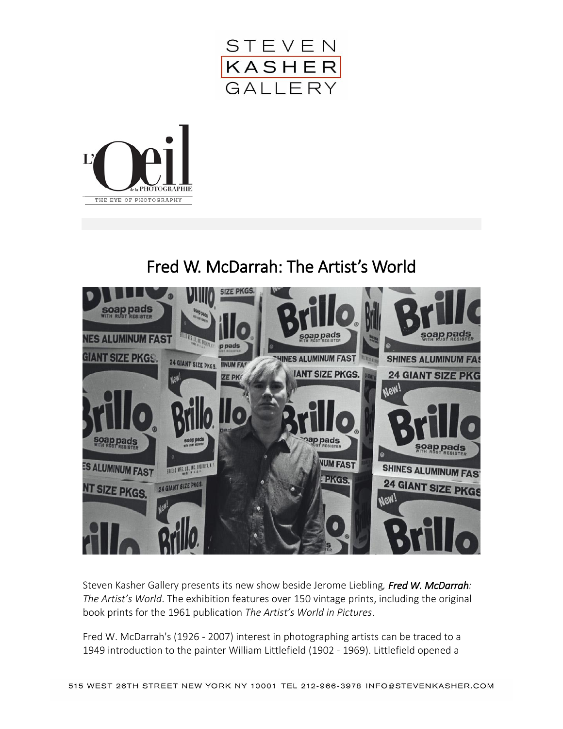# Fred W. McDarrah: The Artist's World

Steven Kasher Gallery presents its new show beside Jerome Liebling, ***Fred W. McDarrah**: The Artist's World*. The exhibition features over 150 vintage prints, including the original book prints for the 1961 publication *The Artist's World in Pictures*.

Fred W. McDarrah's (1926 - 2007) interest in photographing artists can be traced to a 1949 introduction to the painter William Littlefield (1902 - 1969). Littlefield opened a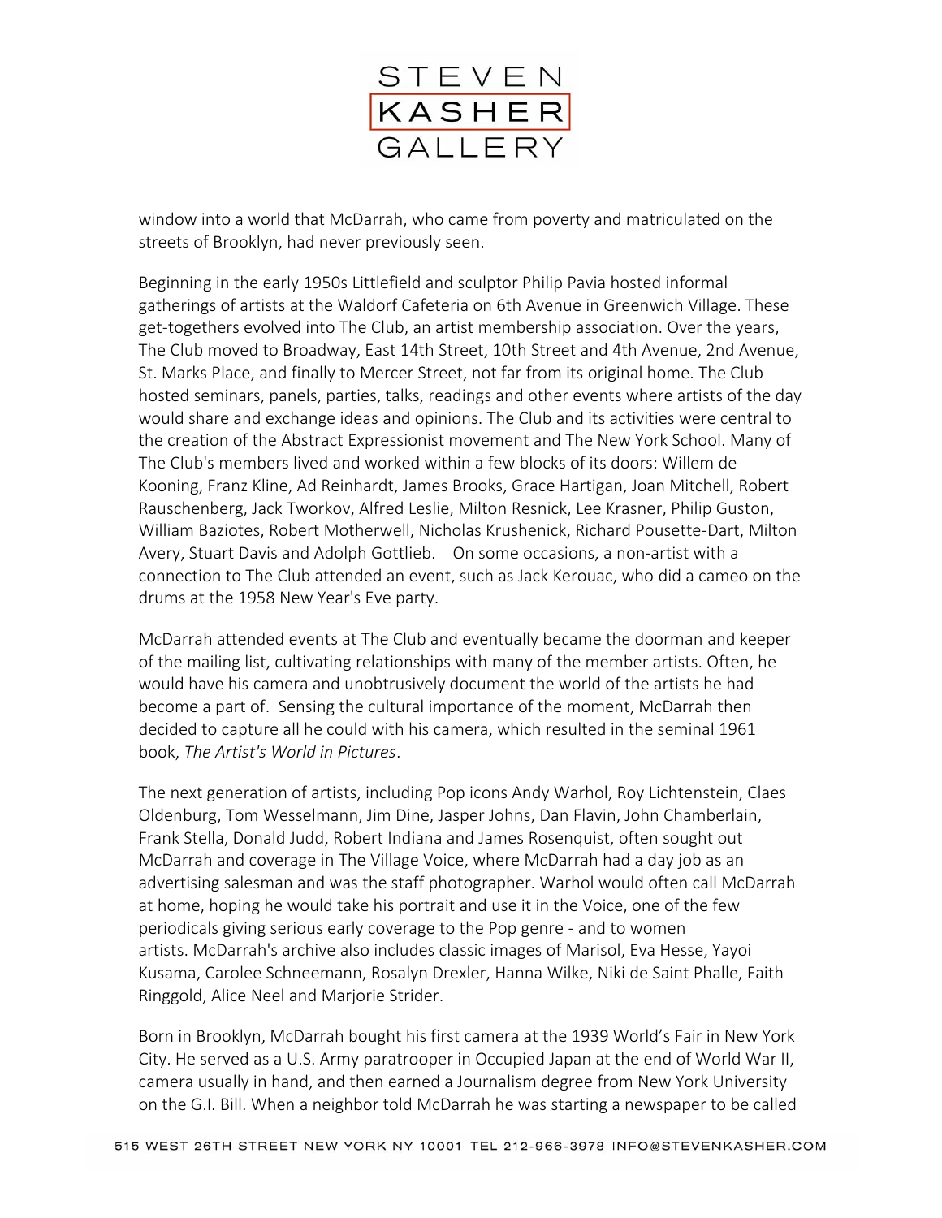window into a world that McDarrah, who came from poverty and matriculated on the streets of Brooklyn, had never previously seen.

Beginning in the early 1950s Littlefield and sculptor Philip Pavia hosted informal gatherings of artists at the Waldorf Cafeteria on 6th Avenue in Greenwich Village. These get-togethers evolved into The Club, an artist membership association. Over the years, The Club moved to Broadway, East 14th Street, 10th Street and 4th Avenue, 2nd Avenue, St. Marks Place, and finally to Mercer Street, not far from its original home. The Club hosted seminars, panels, parties, talks, readings and other events where artists of the day would share and exchange ideas and opinions. The Club and its activities were central to the creation of the Abstract Expressionist movement and The New York School. Many of The Club's members lived and worked within a few blocks of its doors: Willem de Kooning, Franz Kline, Ad Reinhardt, James Brooks, Grace Hartigan, Joan Mitchell, Robert Rauschenberg, Jack Tworkov, Alfred Leslie, Milton Resnick, Lee Krasner, Philip Guston, William Baziotes, Robert Motherwell, Nicholas Krushenick, Richard Pousette-Dart, Milton Avery, Stuart Davis and Adolph Gottlieb. On some occasions, a non-artist with a connection to The Club attended an event, such as Jack Kerouac, who did a cameo on the drums at the 1958 New Year's Eve party.

McDarrah attended events at The Club and eventually became the doorman and keeper of the mailing list, cultivating relationships with many of the member artists. Often, he would have his camera and unobtrusively document the world of the artists he had become a part of. Sensing the cultural importance of the moment, McDarrah then decided to capture all he could with his camera, which resulted in the seminal 1961 book, *The Artist's World in Pictures*.

The next generation of artists, including Pop icons Andy Warhol, Roy Lichtenstein, Claes Oldenburg, Tom Wesselmann, Jim Dine, Jasper Johns, Dan Flavin, John Chamberlain, Frank Stella, Donald Judd, Robert Indiana and James Rosenquist, often sought out McDarrah and coverage in The Village Voice, where McDarrah had a day job as an advertising salesman and was the staff photographer. Warhol would often call McDarrah at home, hoping he would take his portrait and use it in the Voice, one of the few periodicals giving serious early coverage to the Pop genre - and to women artists. McDarrah's archive also includes classic images of Marisol, Eva Hesse, Yayoi Kusama, Carolee Schneemann, Rosalyn Drexler, Hanna Wilke, Niki de Saint Phalle, Faith Ringgold, Alice Neel and Marjorie Strider.

Born in Brooklyn, McDarrah bought his first camera at the 1939 World's Fair in New York City. He served as a U.S. Army paratrooper in Occupied Japan at the end of World War II, camera usually in hand, and then earned a Journalism degree from New York University on the G.I. Bill. When a neighbor told McDarrah he was starting a newspaper to be called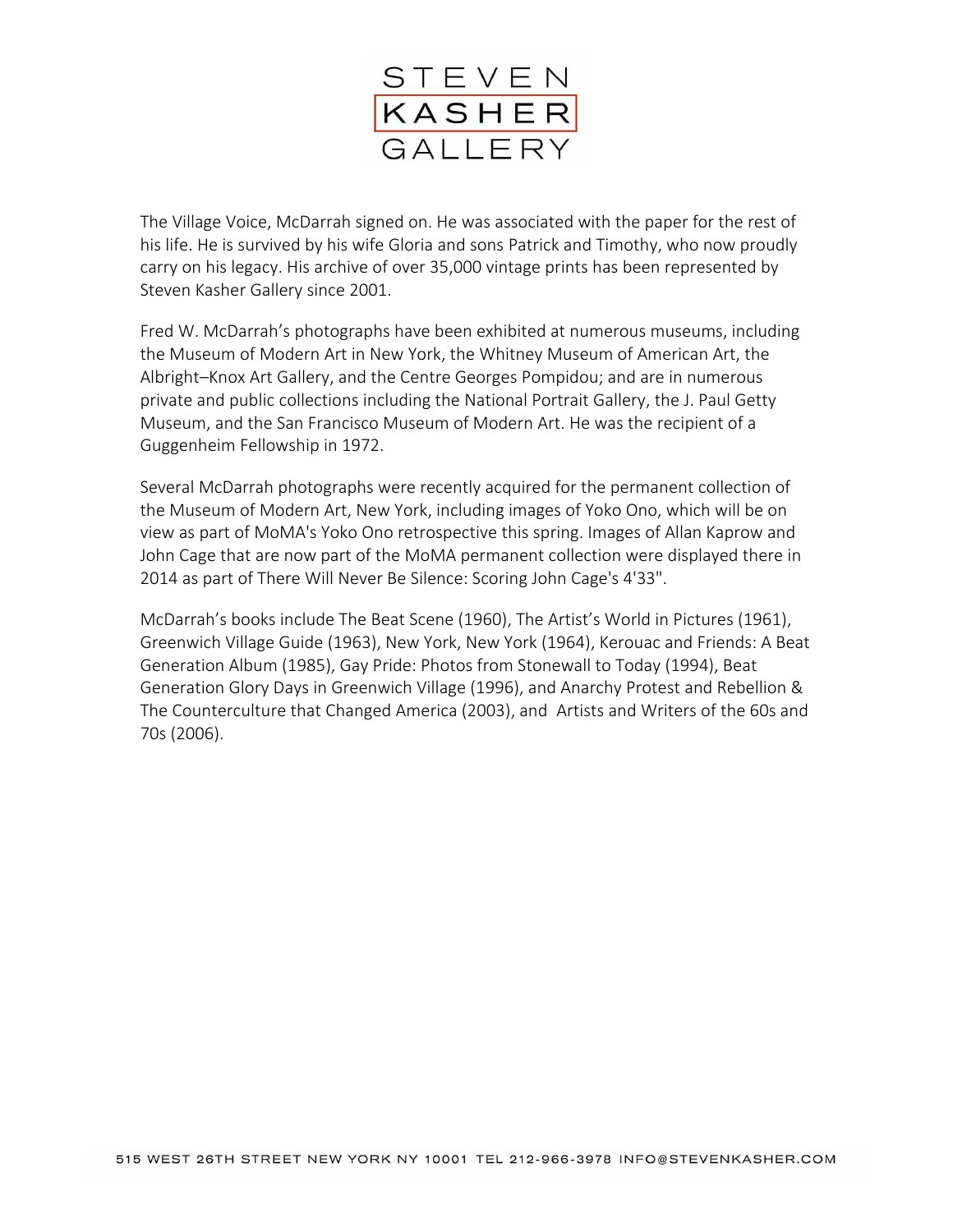The Village Voice, McDarrah signed on. He was associated with the paper for the rest of his life. He is survived by his wife Gloria and sons Patrick and Timothy, who now proudly carry on his legacy. His archive of over 35,000 vintage prints has been represented by Steven Kasher Gallery since 2001.

Fred W. McDarrah's photographs have been exhibited at numerous museums, including the Museum of Modern Art in New York, the Whitney Museum of American Art, the Albright–Knox Art Gallery, and the Centre Georges Pompidou; and are in numerous private and public collections including the National Portrait Gallery, the J. Paul Getty Museum, and the San Francisco Museum of Modern Art. He was the recipient of a Guggenheim Fellowship in 1972.

Several McDarrah photographs were recently acquired for the permanent collection of the Museum of Modern Art, New York, including images of Yoko Ono, which will be on view as part of MoMA's Yoko Ono retrospective this spring. Images of Allan Kaprow and John Cage that are now part of the MoMA permanent collection were displayed there in 2014 as part of There Will Never Be Silence: Scoring John Cage's 4'33".

McDarrah's books include The Beat Scene (1960), The Artist's World in Pictures (1961), Greenwich Village Guide (1963), New York, New York (1964), Kerouac and Friends: A Beat Generation Album (1985), Gay Pride: Photos from Stonewall to Today (1994), Beat Generation Glory Days in Greenwich Village (1996), and Anarchy Protest and Rebellion & The Counterculture that Changed America (2003), and Artists and Writers of the 60s and 70s (2006).